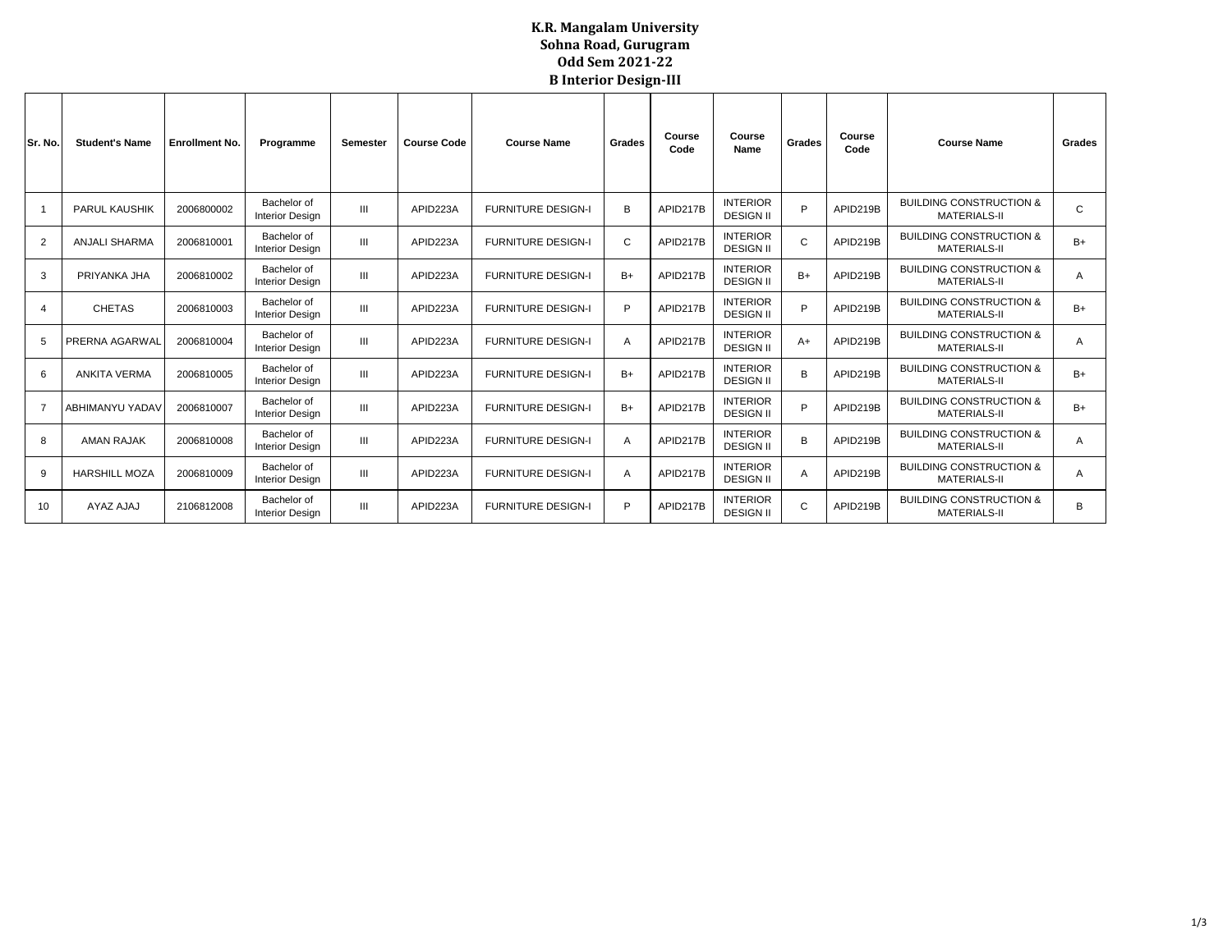# K.R. Mangalam University
## Sohna Road, Gurugram
## Odd Sem 2021-22
## B Interior Design-III

| Sr. No. | Student's Name | Enrollment No. | Programme | Semester | Course Code | Course Name | Grades | Course Code | Course Name | Grades | Course Code | Course Name | Grades |
|---|---|---|---|---|---|---|---|---|---|---|---|---|---|
| 1 | PARUL KAUSHIK | 2006800002 | Bachelor of Interior Design | III | APID223A | FURNITURE DESIGN-I | B | APID217B | INTERIOR DESIGN II | P | APID219B | BUILDING CONSTRUCTION & MATERIALS-II | C |
| 2 | ANJALI SHARMA | 2006810001 | Bachelor of Interior Design | III | APID223A | FURNITURE DESIGN-I | C | APID217B | INTERIOR DESIGN II | C | APID219B | BUILDING CONSTRUCTION & MATERIALS-II | B+ |
| 3 | PRIYANKA JHA | 2006810002 | Bachelor of Interior Design | III | APID223A | FURNITURE DESIGN-I | B+ | APID217B | INTERIOR DESIGN II | B+ | APID219B | BUILDING CONSTRUCTION & MATERIALS-II | A |
| 4 | CHETAS | 2006810003 | Bachelor of Interior Design | III | APID223A | FURNITURE DESIGN-I | P | APID217B | INTERIOR DESIGN II | P | APID219B | BUILDING CONSTRUCTION & MATERIALS-II | B+ |
| 5 | PRERNA AGARWAL | 2006810004 | Bachelor of Interior Design | III | APID223A | FURNITURE DESIGN-I | A | APID217B | INTERIOR DESIGN II | A+ | APID219B | BUILDING CONSTRUCTION & MATERIALS-II | A |
| 6 | ANKITA VERMA | 2006810005 | Bachelor of Interior Design | III | APID223A | FURNITURE DESIGN-I | B+ | APID217B | INTERIOR DESIGN II | B | APID219B | BUILDING CONSTRUCTION & MATERIALS-II | B+ |
| 7 | ABHIMANYU YADAV | 2006810007 | Bachelor of Interior Design | III | APID223A | FURNITURE DESIGN-I | B+ | APID217B | INTERIOR DESIGN II | P | APID219B | BUILDING CONSTRUCTION & MATERIALS-II | B+ |
| 8 | AMAN RAJAK | 2006810008 | Bachelor of Interior Design | III | APID223A | FURNITURE DESIGN-I | A | APID217B | INTERIOR DESIGN II | B | APID219B | BUILDING CONSTRUCTION & MATERIALS-II | A |
| 9 | HARSHILL MOZA | 2006810009 | Bachelor of Interior Design | III | APID223A | FURNITURE DESIGN-I | A | APID217B | INTERIOR DESIGN II | A | APID219B | BUILDING CONSTRUCTION & MATERIALS-II | A |
| 10 | AYAZ AJAJ | 2106812008 | Bachelor of Interior Design | III | APID223A | FURNITURE DESIGN-I | P | APID217B | INTERIOR DESIGN II | C | APID219B | BUILDING CONSTRUCTION & MATERIALS-II | B |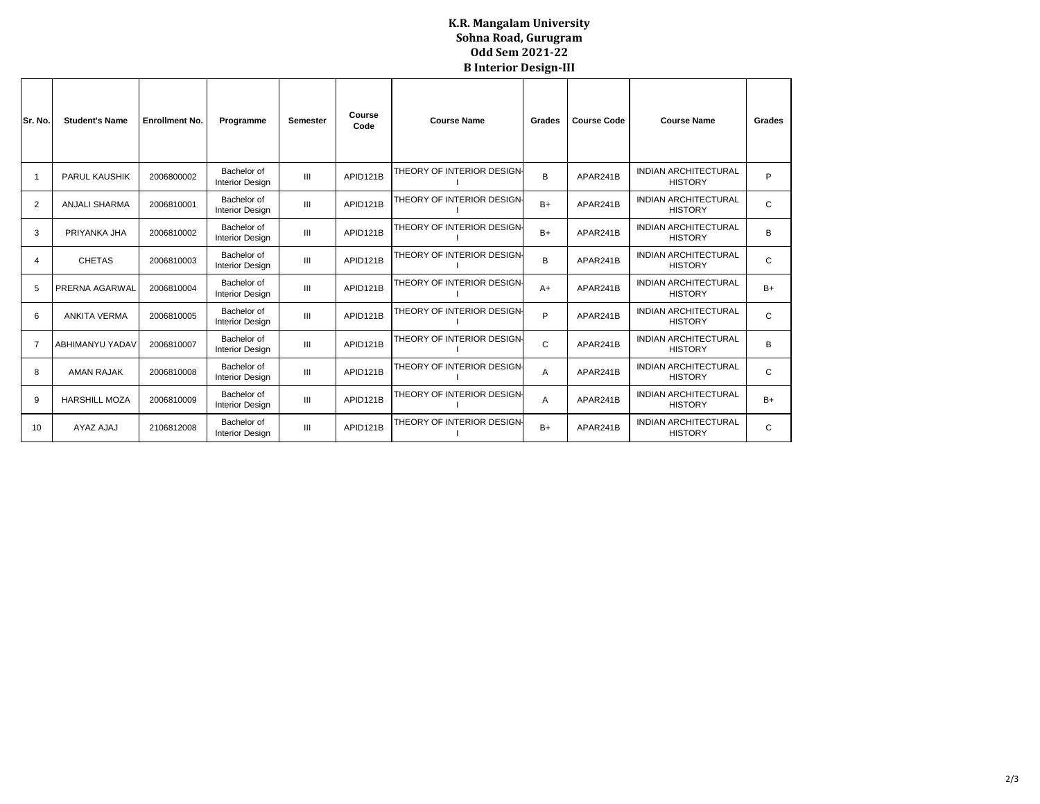**K.R. Mangalam University**
**Sohna Road, Gurugram**
**Odd Sem 2021-22**
**B Interior Design-III**

| Sr. No. | Student's Name | Enrollment No. | Programme | Semester | Course Code | Course Name | Grades | Course Code | Course Name | Grades |
|---|---|---|---|---|---|---|---|---|---|---|
| 1 | PARUL KAUSHIK | 2006800002 | Bachelor of Interior Design | III | APID121B | THEORY OF INTERIOR DESIGN-I | B | APAR241B | INDIAN ARCHITECTURAL HISTORY | P |
| 2 | ANJALI SHARMA | 2006810001 | Bachelor of Interior Design | III | APID121B | THEORY OF INTERIOR DESIGN-I | B+ | APAR241B | INDIAN ARCHITECTURAL HISTORY | C |
| 3 | PRIYANKA JHA | 2006810002 | Bachelor of Interior Design | III | APID121B | THEORY OF INTERIOR DESIGN-I | B+ | APAR241B | INDIAN ARCHITECTURAL HISTORY | B |
| 4 | CHETAS | 2006810003 | Bachelor of Interior Design | III | APID121B | THEORY OF INTERIOR DESIGN-I | B | APAR241B | INDIAN ARCHITECTURAL HISTORY | C |
| 5 | PRERNA AGARWAL | 2006810004 | Bachelor of Interior Design | III | APID121B | THEORY OF INTERIOR DESIGN-I | A+ | APAR241B | INDIAN ARCHITECTURAL HISTORY | B+ |
| 6 | ANKITA VERMA | 2006810005 | Bachelor of Interior Design | III | APID121B | THEORY OF INTERIOR DESIGN-I | P | APAR241B | INDIAN ARCHITECTURAL HISTORY | C |
| 7 | ABHIMANYU YADAV | 2006810007 | Bachelor of Interior Design | III | APID121B | THEORY OF INTERIOR DESIGN-I | C | APAR241B | INDIAN ARCHITECTURAL HISTORY | B |
| 8 | AMAN RAJAK | 2006810008 | Bachelor of Interior Design | III | APID121B | THEORY OF INTERIOR DESIGN-I | A | APAR241B | INDIAN ARCHITECTURAL HISTORY | C |
| 9 | HARSHILL MOZA | 2006810009 | Bachelor of Interior Design | III | APID121B | THEORY OF INTERIOR DESIGN-I | A | APAR241B | INDIAN ARCHITECTURAL HISTORY | B+ |
| 10 | AYAZ AJAJ | 2106812008 | Bachelor of Interior Design | III | APID121B | THEORY OF INTERIOR DESIGN-I | B+ | APAR241B | INDIAN ARCHITECTURAL HISTORY | C |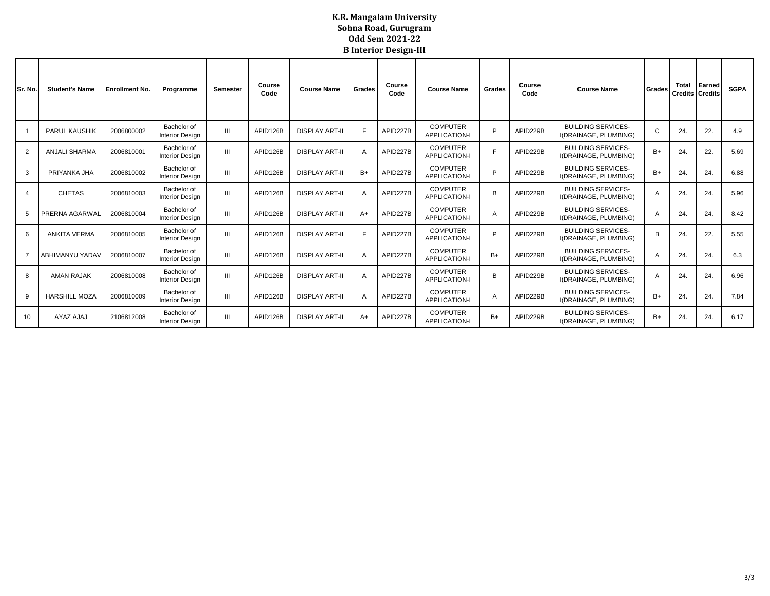**K.R. Mangalam University**
**Sohna Road, Gurugram**
**Odd Sem 2021-22**
**B Interior Design-III**

| Sr. No. | Student's Name | Enrollment No. | Programme | Semester | Course Code | Course Name | Grades | Course Code | Course Name | Grades | Course Code | Course Name | Grades | Total Credits | Earned Credits | SGPA |
|---|---|---|---|---|---|---|---|---|---|---|---|---|---|---|---|---|
| 1 | PARUL KAUSHIK | 2006800002 | Bachelor of Interior Design | III | APID126B | DISPLAY ART-II | F | APID227B | COMPUTER APPLICATION-I | P | APID229B | BUILDING SERVICES-I(DRAINAGE, PLUMBING) | C | 24. | 22. | 4.9 |
| 2 | ANJALI SHARMA | 2006810001 | Bachelor of Interior Design | III | APID126B | DISPLAY ART-II | A | APID227B | COMPUTER APPLICATION-I | F | APID229B | BUILDING SERVICES-I(DRAINAGE, PLUMBING) | B+ | 24. | 22. | 5.69 |
| 3 | PRIYANKA JHA | 2006810002 | Bachelor of Interior Design | III | APID126B | DISPLAY ART-II | B+ | APID227B | COMPUTER APPLICATION-I | P | APID229B | BUILDING SERVICES-I(DRAINAGE, PLUMBING) | B+ | 24. | 24. | 6.88 |
| 4 | CHETAS | 2006810003 | Bachelor of Interior Design | III | APID126B | DISPLAY ART-II | A | APID227B | COMPUTER APPLICATION-I | B | APID229B | BUILDING SERVICES-I(DRAINAGE, PLUMBING) | A | 24. | 24. | 5.96 |
| 5 | PRERNA AGARWAL | 2006810004 | Bachelor of Interior Design | III | APID126B | DISPLAY ART-II | A+ | APID227B | COMPUTER APPLICATION-I | A | APID229B | BUILDING SERVICES-I(DRAINAGE, PLUMBING) | A | 24. | 24. | 8.42 |
| 6 | ANKITA VERMA | 2006810005 | Bachelor of Interior Design | III | APID126B | DISPLAY ART-II | F | APID227B | COMPUTER APPLICATION-I | P | APID229B | BUILDING SERVICES-I(DRAINAGE, PLUMBING) | B | 24. | 22. | 5.55 |
| 7 | ABHIMANYU YADAV | 2006810007 | Bachelor of Interior Design | III | APID126B | DISPLAY ART-II | A | APID227B | COMPUTER APPLICATION-I | B+ | APID229B | BUILDING SERVICES-I(DRAINAGE, PLUMBING) | A | 24. | 24. | 6.3 |
| 8 | AMAN RAJAK | 2006810008 | Bachelor of Interior Design | III | APID126B | DISPLAY ART-II | A | APID227B | COMPUTER APPLICATION-I | B | APID229B | BUILDING SERVICES-I(DRAINAGE, PLUMBING) | A | 24. | 24. | 6.96 |
| 9 | HARSHILL MOZA | 2006810009 | Bachelor of Interior Design | III | APID126B | DISPLAY ART-II | A | APID227B | COMPUTER APPLICATION-I | A | APID229B | BUILDING SERVICES-I(DRAINAGE, PLUMBING) | B+ | 24. | 24. | 7.84 |
| 10 | AYAZ AJAJ | 2106812008 | Bachelor of Interior Design | III | APID126B | DISPLAY ART-II | A+ | APID227B | COMPUTER APPLICATION-I | B+ | APID229B | BUILDING SERVICES-I(DRAINAGE, PLUMBING) | B+ | 24. | 24. | 6.17 |